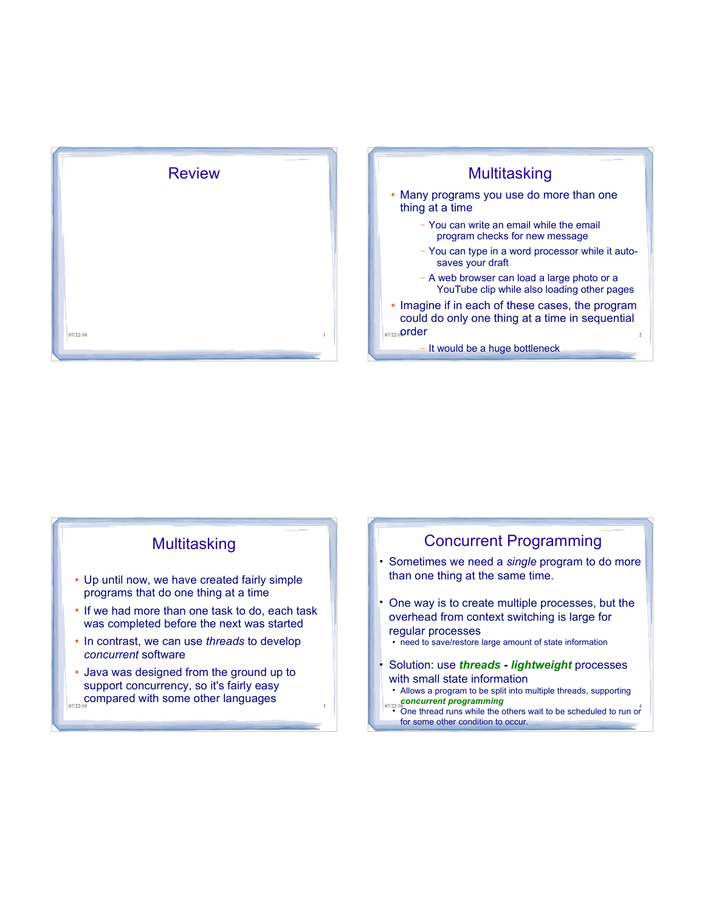# Review

# Multitasking

- Many programs you use do more than one thing at a time
  - You can write an email while the email program checks for new message
  - You can type in a word processor while it auto-saves your draft
  - A web browser can load a large photo or a YouTube clip while also loading other pages
- Imagine if in each of these cases, the program could do only one thing at a time in sequential order
  - It would be a huge bottleneck

# Multitasking

- Up until now, we have created fairly simple programs that do one thing at a time
- If we had more than one task to do, each task was completed before the next was started
- In contrast, we can use *threads* to develop *concurrent* software
- Java was designed from the ground up to support concurrency, so it's fairly easy compared with some other languages

# Concurrent Programming

- Sometimes we need a *single* program to do more than one thing at the same time.
- One way is to create multiple processes, but the overhead from context switching is large for regular processes
  - need to save/restore large amount of state information
- Solution: use ***threads - lightweight*** processes with small state information
  - Allows a program to be split into multiple threads, supporting ***concurrent programming***
  - One thread runs while the others wait to be scheduled to run or for some other condition to occur.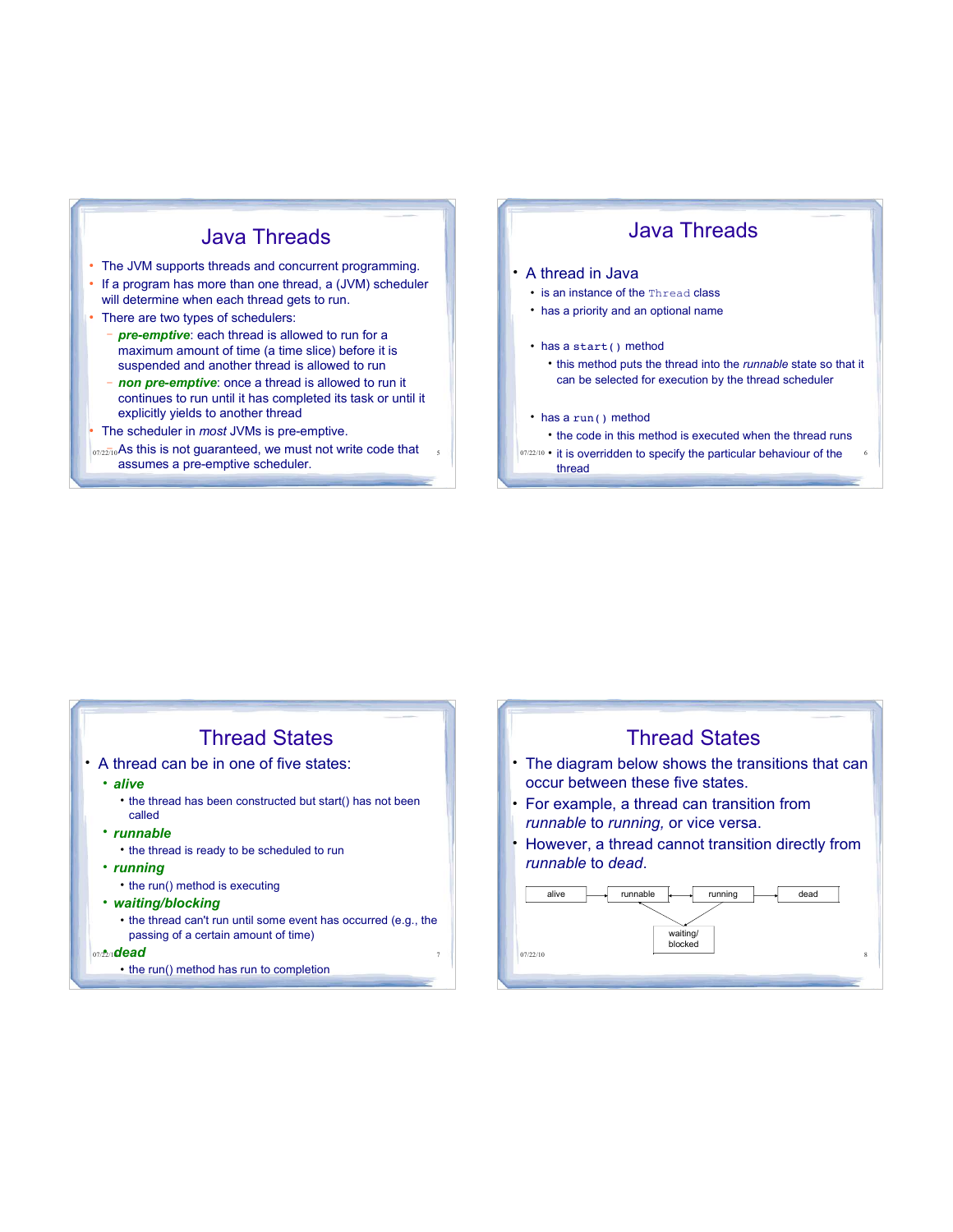# Java Threads

- The JVM supports threads and concurrent programming.
- If a program has more than one thread, a (JVM) scheduler will determine when each thread gets to run.
- There are two types of schedulers:
  - ***pre-emptive***: each thread is allowed to run for a maximum amount of time (a time slice) before it is suspended and another thread is allowed to run
  - ***non pre-emptive***: once a thread is allowed to run it continues to run until it has completed its task or until it explicitly yields to another thread
- The scheduler in *most* JVMs is pre-emptive.
  - As this is not guaranteed, we must not write code that assumes a pre-emptive scheduler.

# Java Threads

- A thread in Java
  - is an instance of the `Thread` class
  - has a priority and an optional name
  - has a `start()` method
    - this method puts the thread into the *runnable* state so that it can be selected for execution by the thread scheduler
  - has a `run()` method
    - the code in this method is executed when the thread runs
    - it is overridden to specify the particular behaviour of the thread

# Thread States

- A thread can be in one of five states:
  - ***alive***
    - the thread has been constructed but start() has not been called
  - ***runnable***
    - the thread is ready to be scheduled to run
  - ***running***
    - the run() method is executing
  - ***waiting/blocking***
    - the thread can't run until some event has occurred (e.g., the passing of a certain amount of time)
  - ***dead***
    - the run() method has run to completion

# Thread States

- The diagram below shows the transitions that can occur between these five states.
- For example, a thread can transition from *runnable* to *running,* or vice versa.
- However, a thread cannot transition directly from *runnable* to *dead*.

alive → runnable ↔ running → dead

runnable ↔ waiting/blocked ↔ running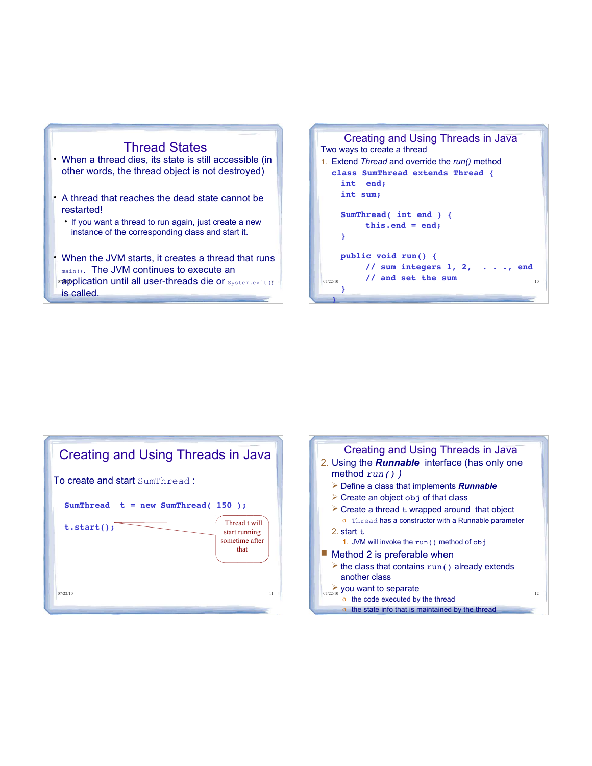## Thread States

- When a thread dies, its state is still accessible (in other words, the thread object is not destroyed)
- A thread that reaches the dead state cannot be restarted!
  - If you want a thread to run again, just create a new instance of the corresponding class and start it.
- When the JVM starts, it creates a thread that runs `main()`. The JVM continues to execute an application until all user-threads die or `System.exit()` is called.

## Creating and Using Threads in Java

Two ways to create a thread

1. Extend *Thread* and override the *run()* method

```
class SumThread extends Thread {
   int  end;
   int sum;

   SumThread( int end ) {
        this.end = end;
   }

   public void run() {
        // sum integers 1, 2,  . . ., end
        // and set the sum
   }
}
```

## Creating and Using Threads in Java

To create and start `SumThread` :

```
SumThread  t = new SumThread( 150 );

t.start();
```

Thread t will start running sometime after that

## Creating and Using Threads in Java

2. Using the ***Runnable*** interface (has only one method `run()` )
   - Define a class that implements ***Runnable***
   - Create an object `obj` of that class
   - Create a thread `t` wrapped around that object
     - `Thread` has a constructor with a Runnable parameter
   2. start `t`
      1. JVM will invoke the `run()` method of `obj`

- Method 2 is preferable when
  - the class that contains `run()` already extends another class
  - you want to separate
    - the code executed by the thread
    - the state info that is maintained by the thread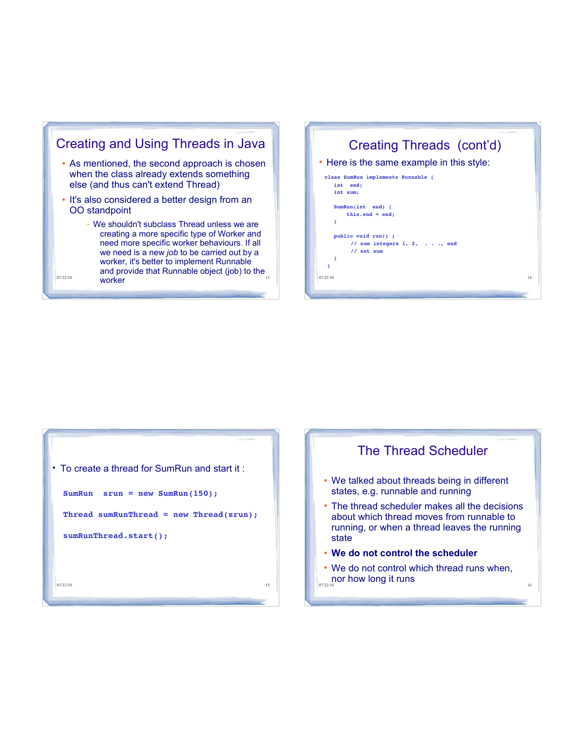## Creating and Using Threads in Java

- As mentioned, the second approach is chosen when the class already extends something else (and thus can't extend Thread)
- It's also considered a better design from an OO standpoint
  - We shouldn't subclass Thread unless we are creating a more specific type of Worker and need more specific worker behaviours. If all we need is a new *job* to be carried out by a worker, it's better to implement Runnable and provide that Runnable object (job) to the worker

## Creating Threads (cont'd)

- Here is the same example in this style:

```
class SumRun implements Runnable {
   int  end;
   int  sum;

   SumRun(int  end) {
       this.end = end;
   }

   public void run() {
        // sum integers 1, 2,  . . ., end
        // set sum
   }
}
```

- To create a thread for SumRun and start it :

```
SumRun   srun  =  new  SumRun(150);

Thread  sumRunThread  =  new  Thread(srun);

sumRunThread.start();
```

## The Thread Scheduler

- We talked about threads being in different states, e.g. runnable and running
- The thread scheduler makes all the decisions about which thread moves from runnable to running, or when a thread leaves the running state
- **We do not control the scheduler**
- We do not control which thread runs when, nor how long it runs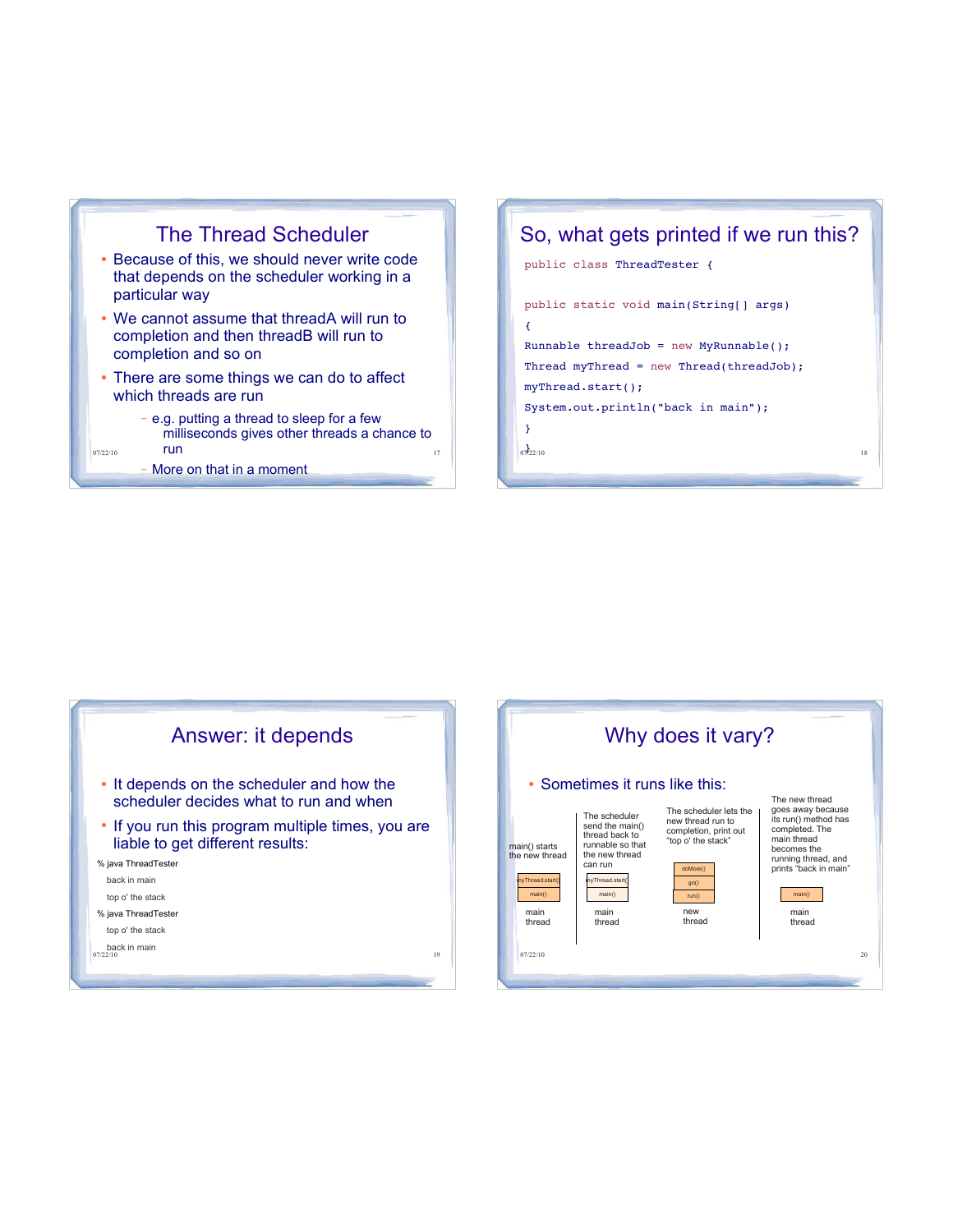## The Thread Scheduler

- Because of this, we should never write code that depends on the scheduler working in a particular way
- We cannot assume that threadA will run to completion and then threadB will run to completion and so on
- There are some things we can do to affect which threads are run
  - e.g. putting a thread to sleep for a few milliseconds gives other threads a chance to run
  - More on that in a moment

## So, what gets printed if we run this?

```
public class ThreadTester {

public static void main(String[] args)
{
Runnable threadJob = new MyRunnable();
Thread myThread = new Thread(threadJob);
myThread.start();
System.out.println("back in main");
}
}
```

## Answer: it depends

- It depends on the scheduler and how the scheduler decides what to run and when
- If you run this program multiple times, you are liable to get different results:

```
% java ThreadTester
  back in main
  top o' the stack
% java ThreadTester
  top o' the stack
  back in main
```

## Why does it vary?

- Sometimes it runs like this:

main() starts the new thread

| myThread.start() |
|---|
| main() |

main thread

The scheduler send the main() thread back to runnable so that the new thread can run

| myThread.start() |
|---|
| main() |

main thread

The scheduler lets the new thread run to completion, print out "top o' the stack"

| doMore() |
|---|
| go() |
| run() |

new thread

The new thread goes away because its run() method has completed. The main thread becomes the running thread, and prints "back in main"

| main() |
|---|

main thread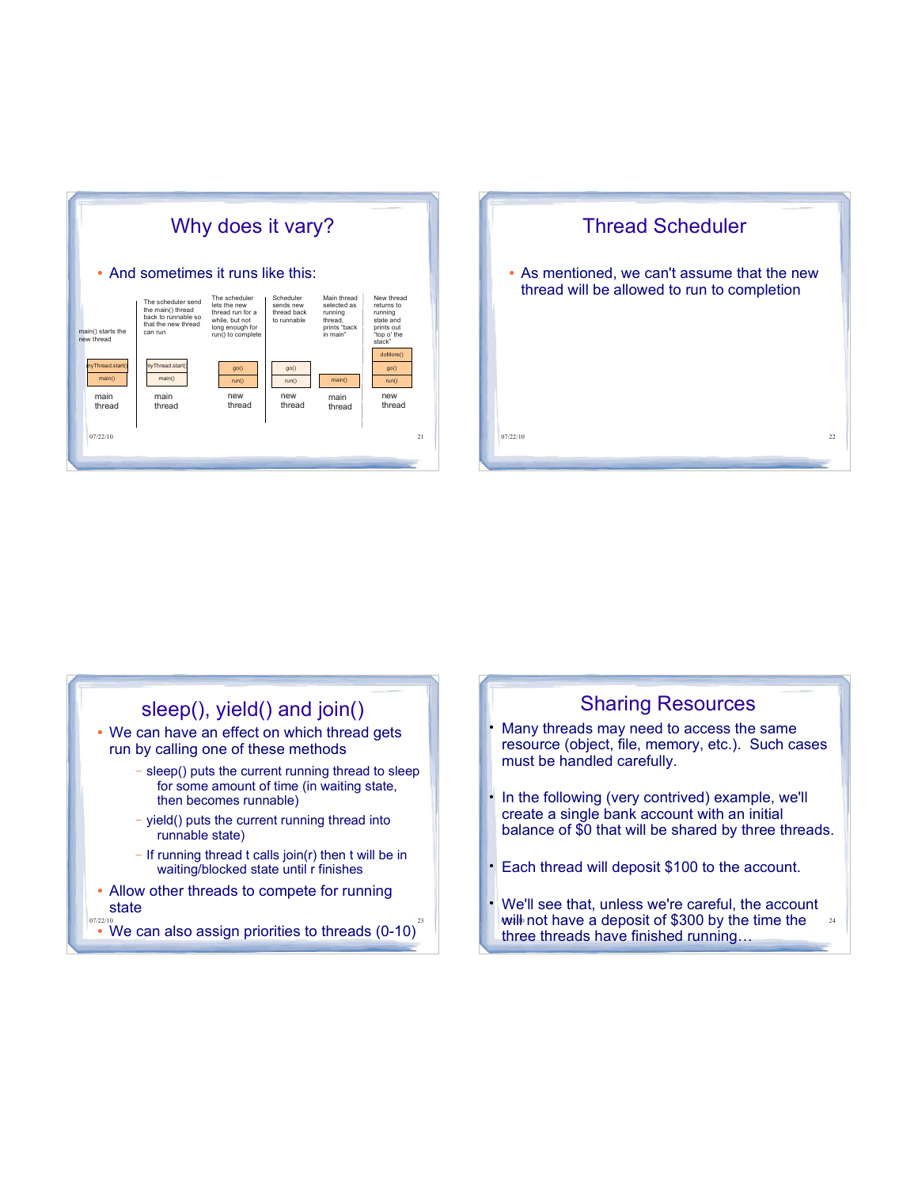## Why does it vary?

- And sometimes it runs like this:

| main() starts the new thread | The scheduler send the main() thread back to runnable so that the new thread can run | The scheduler lets the new thread run for a while, but not long enough for run() to complete | Scheduler sends new thread back to runnable | Main thread selected as running thread, prints "back in main" | New thread returns to running state and prints out "top o' the stack" |
|---|---|---|---|---|---|
| myThread.start() | myThread.start() | go() | go() | | doMore() |
| main() | main() | run() | run() | main() | go() |
| | | | | | run() |
| main thread | main thread | new thread | new thread | main thread | new thread |

## Thread Scheduler

- As mentioned, we can't assume that the new thread will be allowed to run to completion

## sleep(), yield() and join()

- We can have an effect on which thread gets run by calling one of these methods
  - sleep() puts the current running thread to sleep for some amount of time (in waiting state, then becomes runnable)
  - yield() puts the current running thread into runnable state)
  - If running thread t calls join(r) then t will be in waiting/blocked state until r finishes
- Allow other threads to compete for running state
- We can also assign priorities to threads (0-10)

## Sharing Resources

- Many threads may need to access the same resource (object, file, memory, etc.). Such cases must be handled carefully.
- In the following (very contrived) example, we'll create a single bank account with an initial balance of $0 that will be shared by three threads.
- Each thread will deposit $100 to the account.
- We'll see that, unless we're careful, the account will not have a deposit of $300 by the time the three threads have finished running…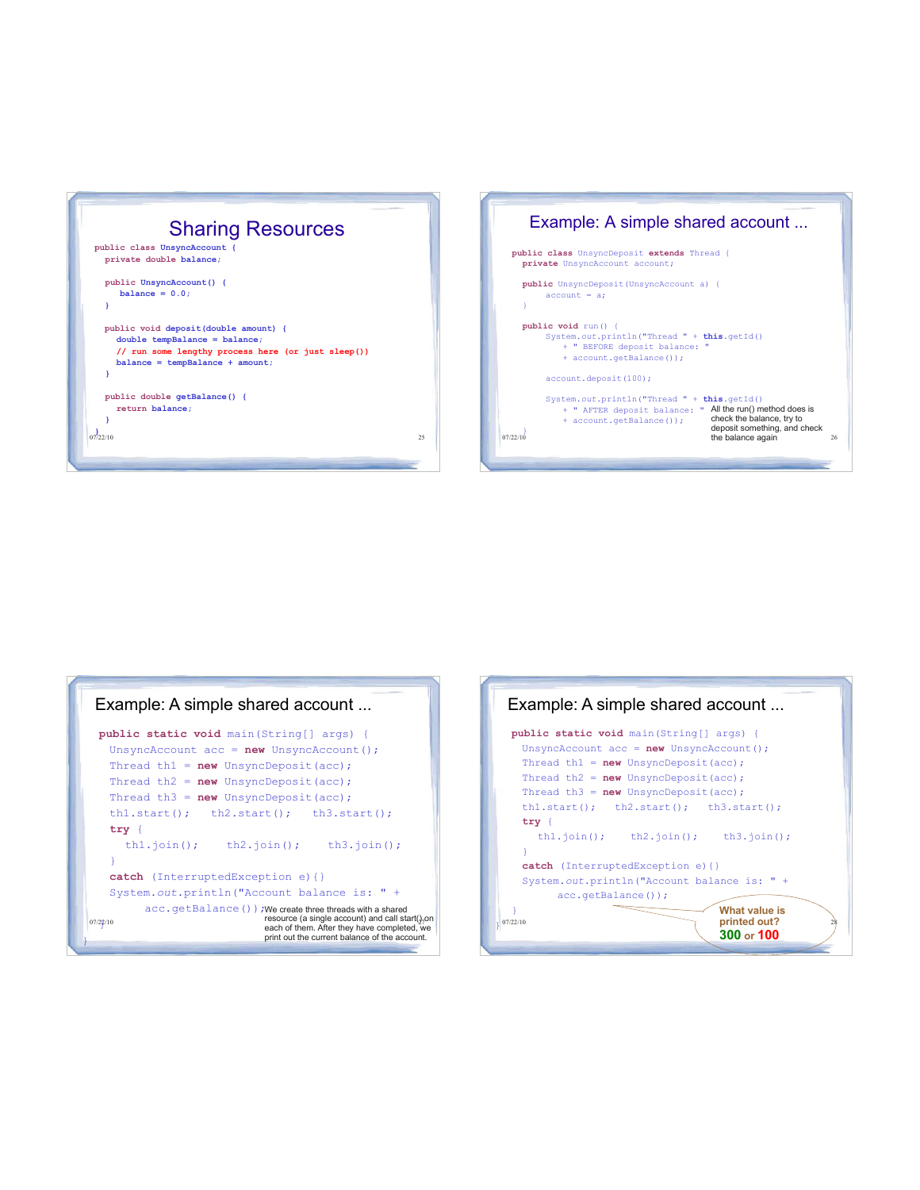# Sharing Resources

```java
public class UnsyncAccount {
  private double balance;

  public UnsyncAccount() {
     balance = 0.0;
  }

  public void deposit(double amount) {
    double tempBalance = balance;
    // run some lengthy process here (or just sleep())
    balance = tempBalance + amount;
  }

  public double getBalance() {
    return balance;
  }
}
```

# Example: A simple shared account ...

```java
public class UnsyncDeposit extends Thread {
  private UnsyncAccount account;

  public UnsyncDeposit(UnsyncAccount a) {
      account = a;
  }

  public void run() {
      System.out.println("Thread " + this.getId()
        + " BEFORE deposit balance: "
        + account.getBalance());

      account.deposit(100);

      System.out.println("Thread " + this.getId()
        + " AFTER deposit balance: "
        + account.getBalance());
  }
}
```

All the run() method does is check the balance, try to deposit something, and check the balance again

# Example: A simple shared account ...

```java
public static void main(String[] args) {
  UnsyncAccount acc = new UnsyncAccount();
  Thread th1 = new UnsyncDeposit(acc);
  Thread th2 = new UnsyncDeposit(acc);
  Thread th3 = new UnsyncDeposit(acc);
  th1.start();   th2.start();   th3.start();
  try {
     th1.join();    th2.join();    th3.join();
  }
  catch (InterruptedException e){}
  System.out.println("Account balance is: " +
        acc.getBalance());
}
```

We create three threads with a shared resource (a single account) and call start() on each of them. After they have completed, we print out the current balance of the account.

# Example: A simple shared account ...

```java
public static void main(String[] args) {
  UnsyncAccount acc = new UnsyncAccount();
  Thread th1 = new UnsyncDeposit(acc);
  Thread th2 = new UnsyncDeposit(acc);
  Thread th3 = new UnsyncDeposit(acc);
  th1.start();   th2.start();   th3.start();
  try {
     th1.join();    th2.join();    th3.join();
  }
  catch (InterruptedException e){}
  System.out.println("Account balance is: " +
        acc.getBalance());
}
```

What value is printed out?
**300** or **100**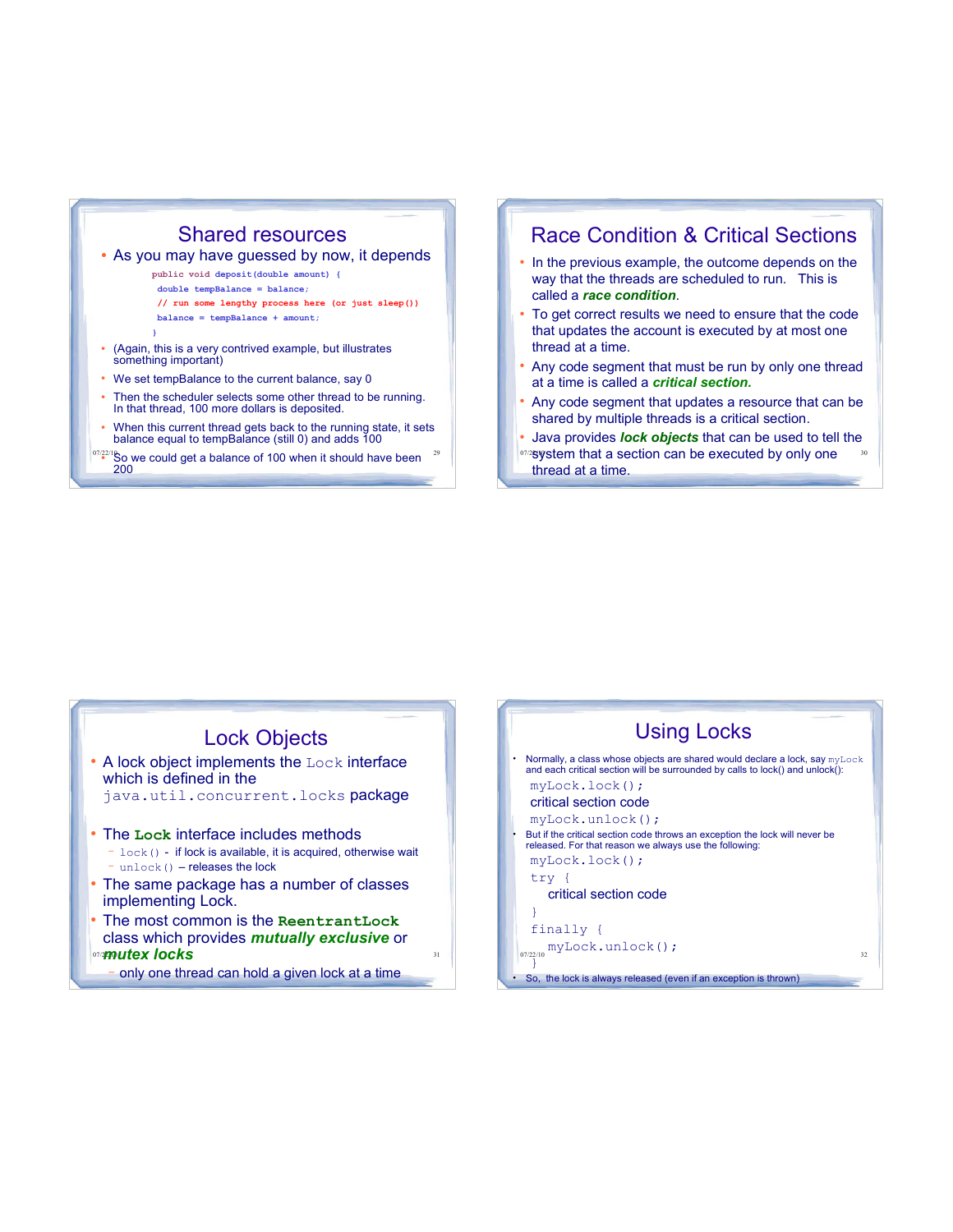## Shared resources

- As you may have guessed by now, it depends

```
public void deposit(double amount) {
 double tempBalance = balance;
 // run some lengthy process here (or just sleep())
 balance = tempBalance + amount;
}
```

- (Again, this is a very contrived example, but illustrates something important)
- We set tempBalance to the current balance, say 0
- Then the scheduler selects some other thread to be running. In that thread, 100 more dollars is deposited.
- When this current thread gets back to the running state, it sets balance equal to tempBalance (still 0) and adds 100
- So we could get a balance of 100 when it should have been 200

## Race Condition & Critical Sections

- In the previous example, the outcome depends on the way that the threads are scheduled to run. This is called a ***race condition***.
- To get correct results we need to ensure that the code that updates the account is executed by at most one thread at a time.
- Any code segment that must be run by only one thread at a time is called a ***critical section.***
- Any code segment that updates a resource that can be shared by multiple threads is a critical section.
- Java provides ***lock objects*** that can be used to tell the system that a section can be executed by only one thread at a time.

## Lock Objects

- A lock object implements the `Lock` interface which is defined in the `java.util.concurrent.locks` package
- The **`Lock`** interface includes methods
  - `lock()` - if lock is available, it is acquired, otherwise wait
  - `unlock()` – releases the lock
- The same package has a number of classes implementing Lock.
- The most common is the **`ReentrantLock`** class which provides ***mutually exclusive*** or ***mutex locks***
  - only one thread can hold a given lock at a time

## Using Locks

- Normally, a class whose objects are shared would declare a lock, say `myLock` and each critical section will be surrounded by calls to lock() and unlock():

```
myLock.lock();
critical section code
myLock.unlock();
```

- But if the critical section code throws an exception the lock will never be released. For that reason we always use the following:

```
myLock.lock();
try {
   critical section code
}
finally {
   myLock.unlock();
}
```

- So, the lock is always released (even if an exception is thrown)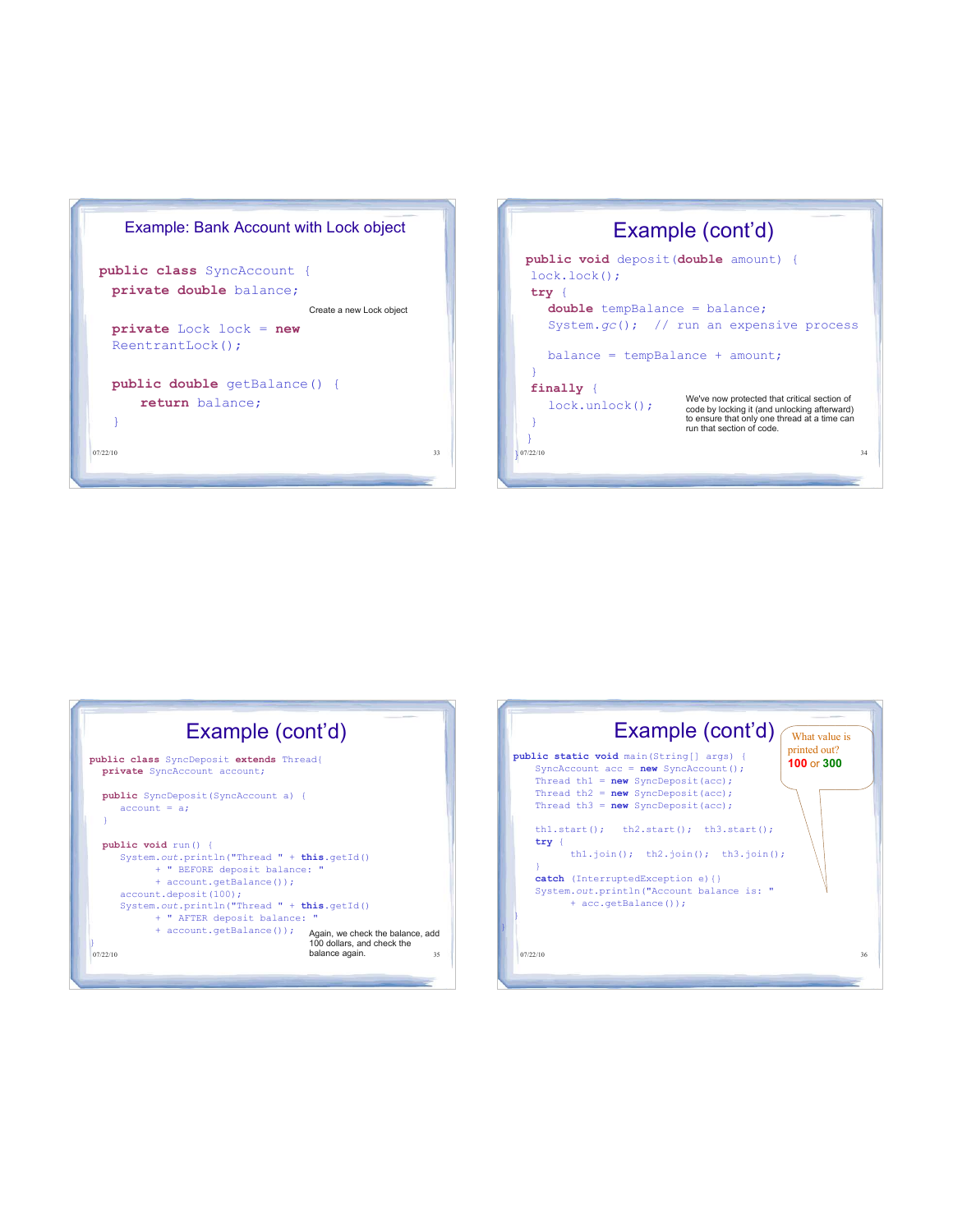## Example: Bank Account with Lock object

```java
public class SyncAccount {
  private double balance;

  private Lock lock = new
  ReentrantLock();

  public double getBalance() {
      return balance;
  }
```

Create a new Lock object

## Example (cont'd)

```java
public void deposit(double amount) {
 lock.lock();
 try {
   double tempBalance = balance;
   System.gc();  // run an expensive process

   balance = tempBalance + amount;
 }
 finally {
   lock.unlock();
 }
}
}
```

We've now protected that critical section of code by locking it (and unlocking afterward) to ensure that only one thread at a time can run that section of code.

## Example (cont'd)

```java
public class SyncDeposit extends Thread{
  private SyncAccount account;

  public SyncDeposit(SyncAccount a) {
     account = a;
  }

  public void run() {
     System.out.println("Thread " + this.getId()
          + " BEFORE deposit balance: "
          + account.getBalance());
     account.deposit(100);
     System.out.println("Thread " + this.getId()
          + " AFTER deposit balance: "
          + account.getBalance());
}
```

Again, we check the balance, add 100 dollars, and check the balance again.

## Example (cont'd)

```java
public static void main(String[] args) {
   SyncAccount acc = new SyncAccount();
   Thread th1 = new SyncDeposit(acc);
   Thread th2 = new SyncDeposit(acc);
   Thread th3 = new SyncDeposit(acc);

   th1.start();  th2.start();  th3.start();
   try {
        th1.join();  th2.join();  th3.join();
   }
   catch (InterruptedException e){}
   System.out.println("Account balance is: "
        + acc.getBalance());
}
}
```

What value is printed out?
**100** or **300**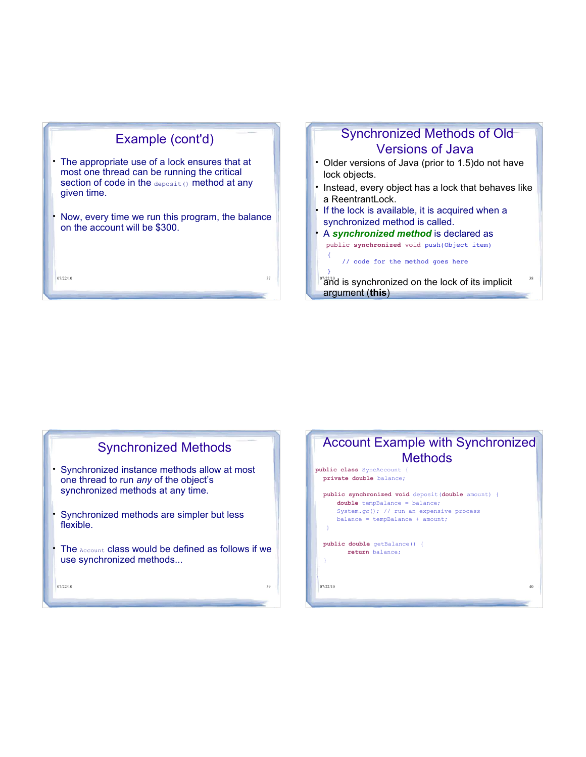## Example (cont'd)

- The appropriate use of a lock ensures that at most one thread can be running the critical section of code in the `deposit()` method at any given time.
- Now, every time we run this program, the balance on the account will be $300.

## Synchronized Methods of Old Versions of Java

- Older versions of Java (prior to 1.5)do not have lock objects.
- Instead, every object has a lock that behaves like a ReentrantLock.
- If the lock is available, it is acquired when a synchronized method is called.
- A ***synchronized method*** is declared as

```
public synchronized void push(Object item)
{
    // code for the method goes here
}
```

and is synchronized on the lock of its implicit argument (**this**)

## Synchronized Methods

- Synchronized instance methods allow at most one thread to run *any* of the object's synchronized methods at any time.
- Synchronized methods are simpler but less flexible.
- The `Account` class would be defined as follows if we use synchronized methods...

## Account Example with Synchronized Methods

```
public class SyncAccount {
  private double balance;

  public synchronized void deposit(double amount) {
      double tempBalance = balance;
      System.gc(); // run an expensive process
      balance = tempBalance + amount;
  }

  public double getBalance() {
        return balance;
  }
}
```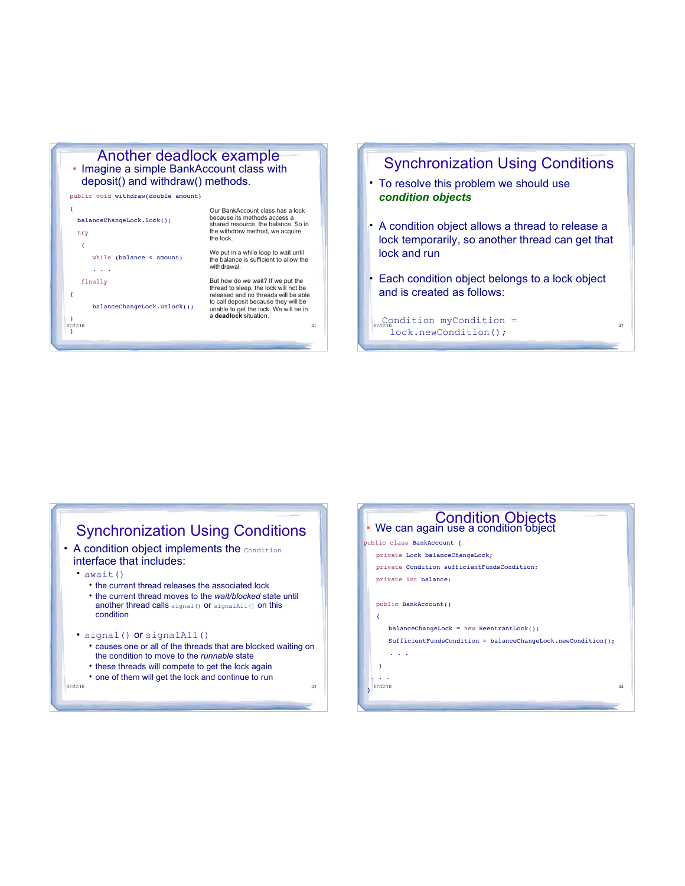## Another deadlock example

- Imagine a simple BankAccount class with deposit() and withdraw() methods.

```
public void withdraw(double amount)
{
  balanceChangeLock.lock();
  try
  {
     while (balance < amount)
     . . .
  finally
  {
     balanceChangeLock.unlock();
  }
}
```

Our BankAccount class has a lock because its methods access a shared resource, the balance. So in the withdraw method, we acquire the lock.

We put in a while loop to wait until the balance is sufficient to allow the withdrawal.

But how do we wait? If we put the thread to sleep, the lock will not be released and no threads will be able to call deposit because they will be unable to get the lock. We will be in a **deadlock** situation.

## Synchronization Using Conditions

- To resolve this problem we should use ***condition objects***
- A condition object allows a thread to release a lock temporarily, so another thread can get that lock and run
- Each condition object belongs to a lock object and is created as follows:

```
Condition myCondition =
    lock.newCondition();
```

## Synchronization Using Conditions

- A condition object implements the `Condition` interface that includes:
  - `await()`
    - the current thread releases the associated lock
    - the current thread moves to the *wait/blocked* state until another thread calls `signal()` or `signalAll()` on this condition
  - `signal()` or `signalAll()`
    - causes one or all of the threads that are blocked waiting on the condition to move to the *runnable* state
    - these threads will compete to get the lock again
    - one of them will get the lock and continue to run

## Condition Objects

- We can again use a condition object

```
public class BankAccount {
   private Lock balanceChangeLock;
   private Condition sufficientFundsCondition;
   private int balance;

   public BankAccount()
   {
      balanceChangeLock = new ReentrantLock();
      SufficientFundsCondition = balanceChangeLock.newCondition();
      . . .
   }
   . . .
}
```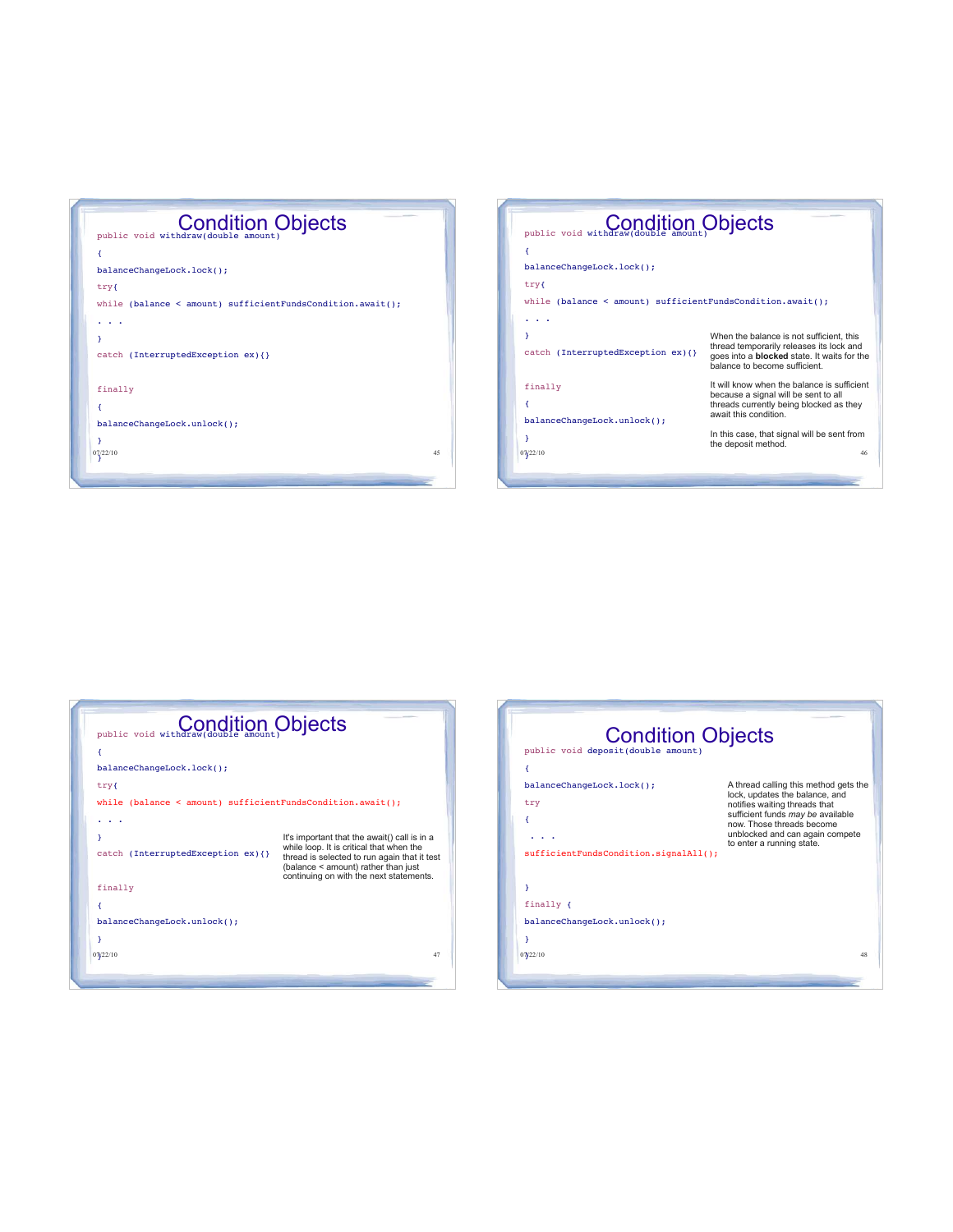## Condition Objects

```
public void withdraw(double amount)
{
balanceChangeLock.lock();
try{
while (balance < amount) sufficientFundsCondition.await();
. . .
}
catch (InterruptedException ex){}

finally
{
balanceChangeLock.unlock();
}
}
```

## Condition Objects

```
public void withdraw(double amount)
{
balanceChangeLock.lock();
try{
while (balance < amount) sufficientFundsCondition.await();
. . .
}
catch (InterruptedException ex){}

finally
{
balanceChangeLock.unlock();
}
}
```

When the balance is not sufficient, this thread temporarily releases its lock and goes into a **blocked** state. It waits for the balance to become sufficient.

It will know when the balance is sufficient because a signal will be sent to all threads currently being blocked as they await this condition.

In this case, that signal will be sent from the deposit method.

## Condition Objects

```
public void withdraw(double amount)
{
balanceChangeLock.lock();
try{
while (balance < amount) sufficientFundsCondition.await();
. . .
}
catch (InterruptedException ex){}

finally
{
balanceChangeLock.unlock();
}
}
```

It's important that the await() call is in a while loop. It is critical that when the thread is selected to run again that it test (balance < amount) rather than just continuing on with the next statements.

## Condition Objects

```
public void deposit(double amount)
{
balanceChangeLock.lock();
try
{
 . . .
sufficientFundsCondition.signalAll();

}
finally {
balanceChangeLock.unlock();
}
}
```

A thread calling this method gets the lock, updates the balance, and notifies waiting threads that sufficient funds *may be* available now. Those threads become unblocked and can again compete to enter a running state.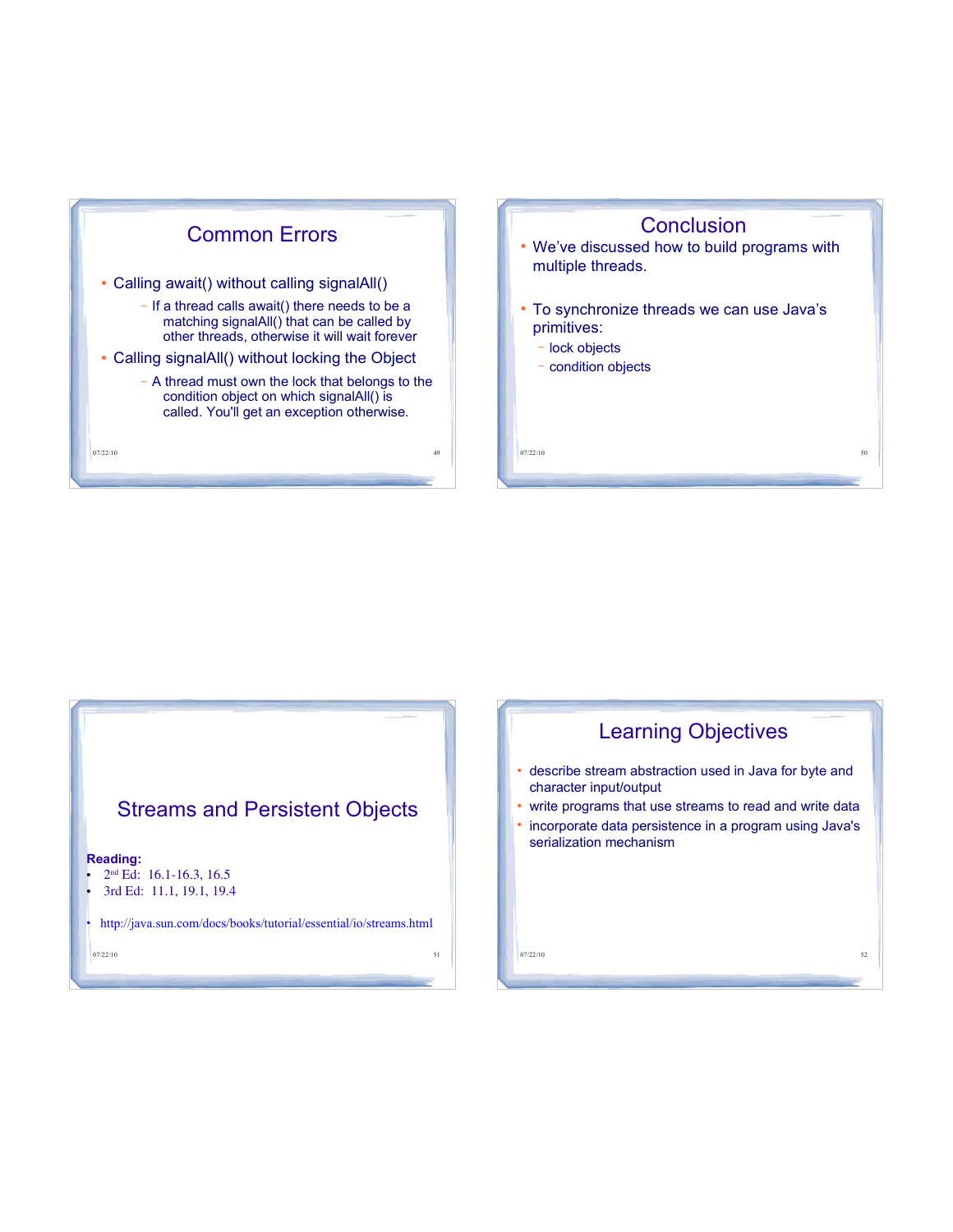## Common Errors

- Calling await() without calling signalAll()
  - If a thread calls await() there needs to be a matching signalAll() that can be called by other threads, otherwise it will wait forever
- Calling signalAll() without locking the Object
  - A thread must own the lock that belongs to the condition object on which signalAll() is called. You'll get an exception otherwise.

## Conclusion

- We've discussed how to build programs with multiple threads.
- To synchronize threads we can use Java's primitives:
  - lock objects
  - condition objects

## Streams and Persistent Objects

**Reading:**

- 2nd Ed: 16.1-16.3, 16.5
- 3rd Ed: 11.1, 19.1, 19.4

- http://java.sun.com/docs/books/tutorial/essential/io/streams.html

## Learning Objectives

- describe stream abstraction used in Java for byte and character input/output
- write programs that use streams to read and write data
- incorporate data persistence in a program using Java's serialization mechanism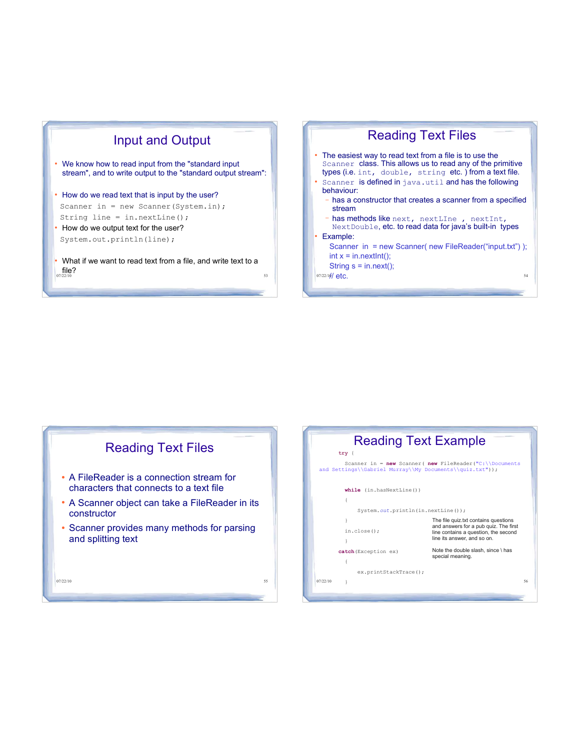# Input and Output

- We know how to read input from the "standard input stream", and to write output to the "standard output stream":
- How do we read text that is input by the user?

```
Scanner in = new Scanner(System.in);
String line = in.nextLine();
```

- How do we output text for the user?

```
System.out.println(line);
```

- What if we want to read text from a file, and write text to a file?

# Reading Text Files

- The easiest way to read text from a file is to use the `Scanner` class. This allows us to read any of the primitive types (i.e. `int`, `double`, `string` etc. ) from a text file.
- `Scanner` is defined in `java.util` and has the following behaviour:
  - has a constructor that creates a scanner from a specified stream
  - has methods like `next`, `nextLIne` , `nextInt`, `NextDouble`, etc. to read data for java's built-in types
- Example:

```
Scanner in = new Scanner( new FileReader("input.txt") );
int x = in.nextInt();
String s = in.next();
// etc.
```

# Reading Text Files

- A FileReader is a connection stream for characters that connects to a text file
- A Scanner object can take a FileReader in its constructor
- Scanner provides many methods for parsing and splitting text

# Reading Text Example

```
try {
    Scanner in = new Scanner( new FileReader("C:\\Documents and Settings\\Gabriel Murray\\My Documents\\quiz.txt"));

    while (in.hasNextLine())
    {
        System.out.println(in.nextLine());
    }
    in.close();
}
catch(Exception ex)
{
    ex.printStackTrace();
}
```

The file quiz.txt contains questions and answers for a pub quiz. The first line contains a question, the second line its answer, and so on.

Note the double slash, since \ has special meaning.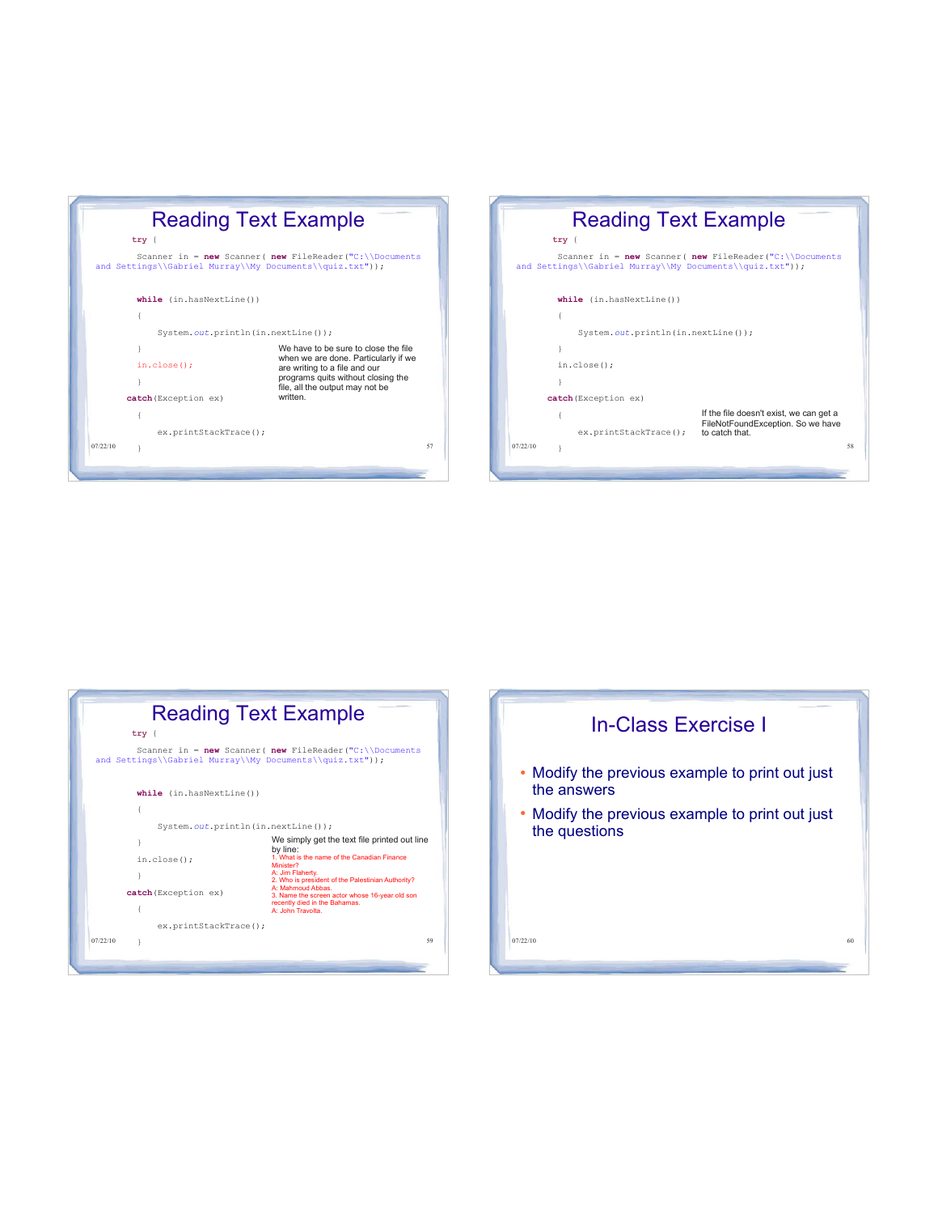## Reading Text Example

```
try {
    Scanner in = new Scanner( new FileReader("C:\\Documents and Settings\\Gabriel Murray\\My Documents\\quiz.txt"));

    while (in.hasNextLine())
    {
        System.out.println(in.nextLine());
    }
    in.close();
}
catch(Exception ex)
{
    ex.printStackTrace();
}
```

We have to be sure to close the file when we are done. Particularly if we are writing to a file and our programs quits without closing the file, all the output may not be written.

## Reading Text Example

```
try {
    Scanner in = new Scanner( new FileReader("C:\\Documents and Settings\\Gabriel Murray\\My Documents\\quiz.txt"));

    while (in.hasNextLine())
    {
        System.out.println(in.nextLine());
    }
    in.close();
}
catch(Exception ex)
{
    ex.printStackTrace();
}
```

If the file doesn't exist, we can get a FileNotFoundException. So we have to catch that.

## Reading Text Example

```
try {
    Scanner in = new Scanner( new FileReader("C:\\Documents and Settings\\Gabriel Murray\\My Documents\\quiz.txt"));

    while (in.hasNextLine())
    {
        System.out.println(in.nextLine());
    }
    in.close();
}
catch(Exception ex)
{
    ex.printStackTrace();
}
```

We simply get the text file printed out line by line:

1. What is the name of the Canadian Finance Minister?
A: Jim Flaherty.
2. Who is president of the Palestinian Authority?
A: Mahmoud Abbas.
3. Name the screen actor whose 16-year old son recently died in the Bahamas.
A: John Travolta.

## In-Class Exercise I

- Modify the previous example to print out just the answers
- Modify the previous example to print out just the questions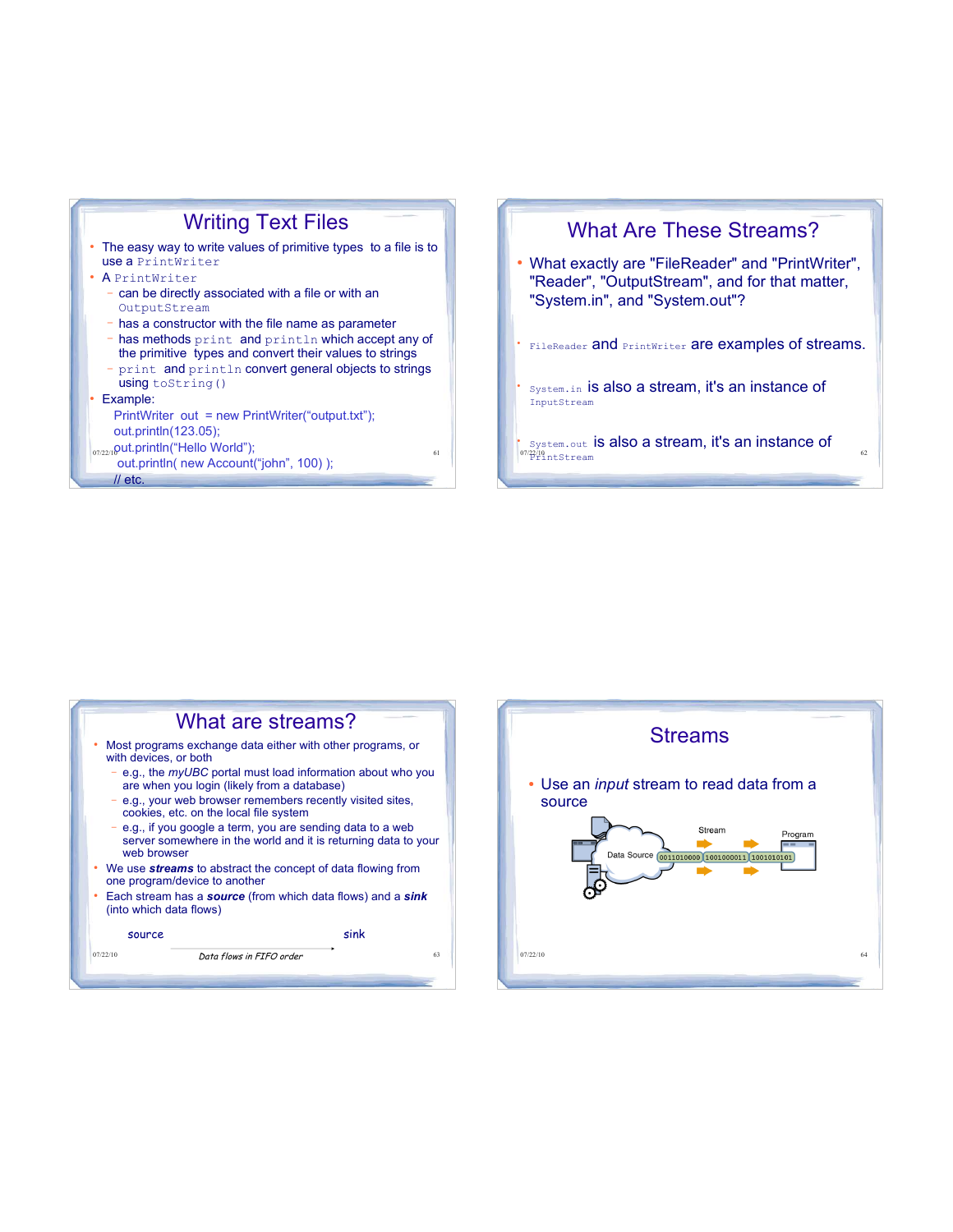# Writing Text Files

- The easy way to write values of primitive types to a file is to use a `PrintWriter`
- A `PrintWriter`
  - can be directly associated with a file or with an `OutputStream`
  - has a constructor with the file name as parameter
  - has methods `print` and `println` which accept any of the primitive types and convert their values to strings
  - `print` and `println` convert general objects to strings using `toString()`
- Example:

```
PrintWriter out = new PrintWriter("output.txt");
out.println(123.05);
out.println("Hello World");
out.println( new Account("john", 100) );
// etc.
```

# What Are These Streams?

- What exactly are "FileReader" and "PrintWriter", "Reader", "OutputStream", and for that matter, "System.in", and "System.out"?
- `FileReader` and `PrintWriter` are examples of streams.
- `System.in` is also a stream, it's an instance of `InputStream`
- `System.out` is also a stream, it's an instance of `PrintStream`

# What are streams?

- Most programs exchange data either with other programs, or with devices, or both
  - e.g., the *myUBC* portal must load information about who you are when you login (likely from a database)
  - e.g., your web browser remembers recently visited sites, cookies, etc. on the local file system
  - e.g., if you google a term, you are sending data to a web server somewhere in the world and it is returning data to your web browser
- We use ***streams*** to abstract the concept of data flowing from one program/device to another
- Each stream has a ***source*** (from which data flows) and a ***sink*** (into which data flows)

source → sink

*Data flows in FIFO order*

# Streams

- Use an *input* stream to read data from a source

Data Source — Stream (0011010000 1001000011 1001010101) → Program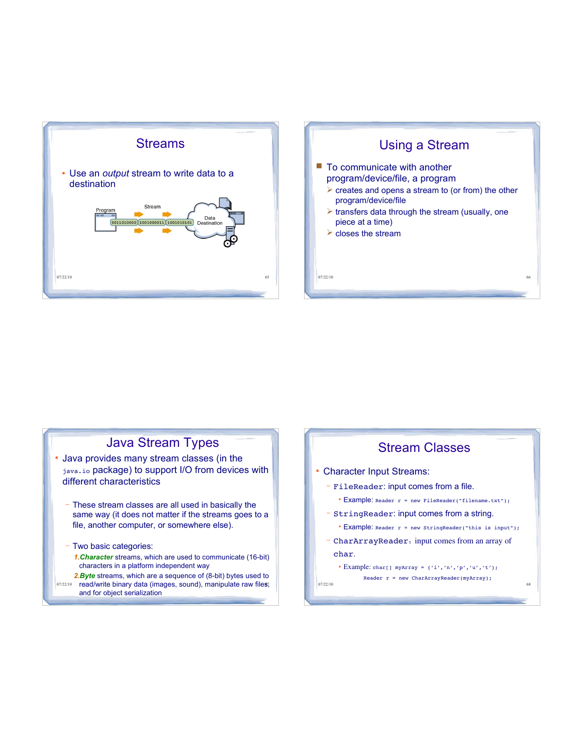## Streams

- Use an *output* stream to write data to a destination

Program — Stream — Data Destination

0011010000 1001000011 1001010101

## Using a Stream

- To communicate with another program/device/file, a program
  - creates and opens a stream to (or from) the other program/device/file
  - transfers data through the stream (usually, one piece at a time)
  - closes the stream

## Java Stream Types

- Java provides many stream classes (in the `java.io` package) to support I/O from devices with different characteristics
  - These stream classes are all used in basically the same way (it does not matter if the streams goes to a file, another computer, or somewhere else).
  - Two basic categories:
    1. ***Character*** streams, which are used to communicate (16-bit) characters in a platform independent way
    2. ***Byte*** streams, which are a sequence of (8-bit) bytes used to read/write binary data (images, sound), manipulate raw files, and for object serialization

## Stream Classes

- Character Input Streams:
  - `FileReader`: input comes from a file.
    - Example: `Reader r = new FileReader("filename.txt");`
  - `StringReader`: input comes from a string.
    - Example: `Reader r = new StringReader("this is input");`
  - `CharArrayReader`: input comes from an array of `char`.
    - Example:

```
char[] myArray = {'i','n','p','u','t'};
Reader r = new CharArrayReader(myArray);
```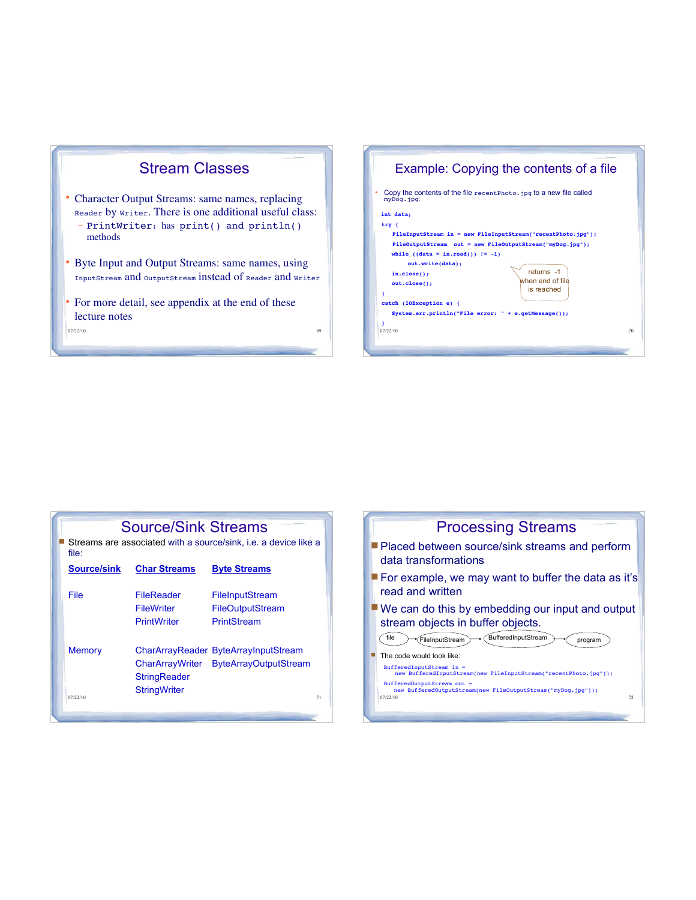## Stream Classes

- Character Output Streams: same names, replacing `Reader` by `Writer`. There is one additional useful class:
  - `PrintWriter`: has `print()` and `println()` methods
- Byte Input and Output Streams: same names, using `InputStream` and `OutputStream` instead of `Reader` and `Writer`
- For more detail, see appendix at the end of these lecture notes

## Example: Copying the contents of a file

- Copy the contents of the file `recentPhoto.jpg` to a new file called `myDog.jpg`:

```
int data;
try {
    FileInputStream in = new FileInputStream("recentPhoto.jpg");
    FileOutputStream  out = new FileOutputStream("myDog.jpg");
    while ((data = in.read()) != -1)
        out.write(data);
    in.close();
    out.close();
}
catch (IOException e) {
    System.err.println("File error: " + e.getMessage());
}
```

returns -1 when end of file is reached

## Source/Sink Streams

- Streams are associated with a source/sink, i.e. a device like a file:

| Source/sink | Char Streams | Byte Streams |
|---|---|---|
| File | FileReader | FileInputStream |
| | FileWriter | FileOutputStream |
| | PrintWriter | PrintStream |
| Memory | CharArrayReader | ByteArrayInputStream |
| | CharArrayWriter | ByteArrayOutputStream |
| | StringReader | |
| | StringWriter | |

## Processing Streams

- Placed between source/sink streams and perform data transformations
- For example, we may want to buffer the data as it's read and written
- We can do this by embedding our input and output stream objects in buffer objects.

file → FileInputStream → BufferedInputStream → program

- The code would look like:

```
BufferedInputStream in =
    new BufferedInputStream(new FileInputStream("recentPhoto.jpg"));
BufferedOutputStream out =
    new BufferedOutputStream(new FileOutputStream("myDog.jpg"));
```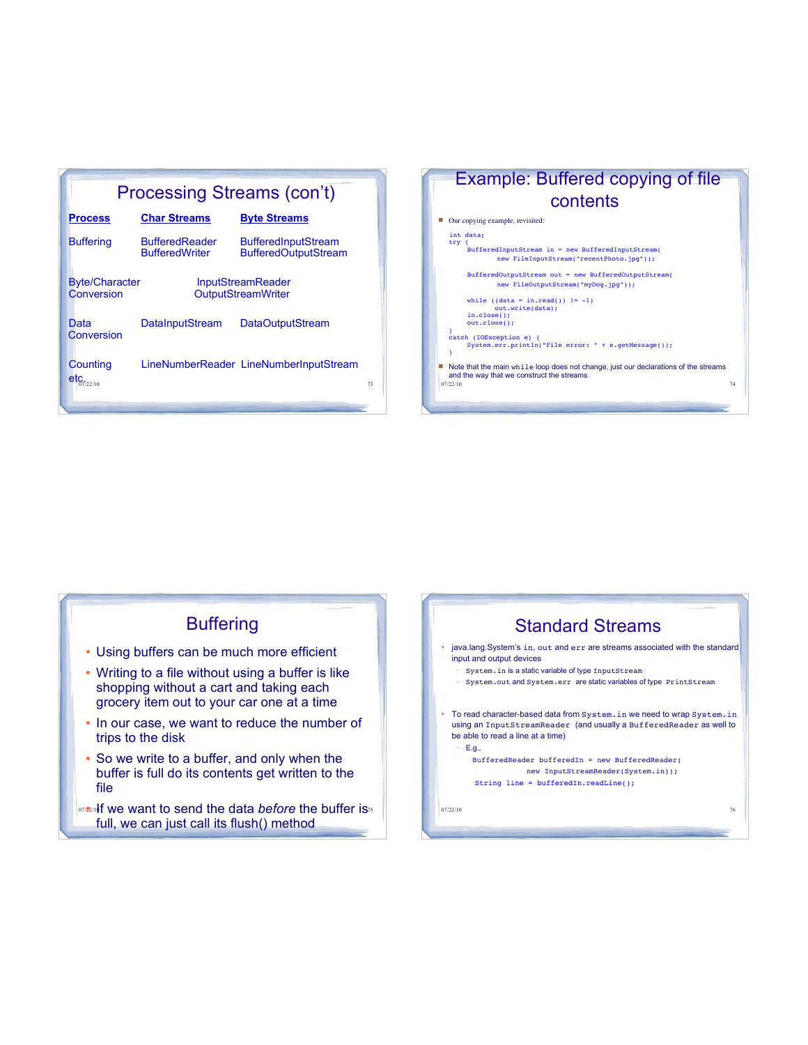## Processing Streams (con't)

| Process | Char Streams | Byte Streams |
| --- | --- | --- |
| Buffering | BufferedReader<br>BufferedWriter | BufferedInputStream<br>BufferedOutputStream |
| Byte/Character Conversion | InputStreamReader<br>OutputStreamWriter | |
| Data Conversion | DataInputStream | DataOutputStream |
| Counting | LineNumberReader | LineNumberInputStream |
| etc. | | |

## Example: Buffered copying of file contents

- Our copying example, revisited:

```
int data;
try {
    BufferedInputStream in = new BufferedInputStream(
            new FileInputStream("recentPhoto.jpg"));

    BufferedOutputStream out = new BufferedOutputStream(
            new FileOutputStream("myDog.jpg"));

    while ((data = in.read()) != -1)
        out.write(data);
    in.close();
    out.close();
}
catch (IOException e) {
    System.err.println("File error: " + e.getMessage());
}
```

- Note that the main `while` loop does not change, just our declarations of the streams and the way that we construct the streams

## Buffering

- Using buffers can be much more efficient
- Writing to a file without using a buffer is like shopping without a cart and taking each grocery item out to your car one at a time
- In our case, we want to reduce the number of trips to the disk
- So we write to a buffer, and only when the buffer is full do its contents get written to the file
- If we want to send the data *before* the buffer is full, we can just call its flush() method

## Standard Streams

- java.lang.System's `in`, `out` and `err` are streams associated with the standard input and output devices
  - `System.in` is a static variable of type `InputStream`
  - `System.out` and `System.err` are static variables of type `PrintStream`
- To read character-based data from `System.in` we need to wrap `System.in` using an `InputStreamReader` (and usually a `BufferedReader` as well to be able to read a line at a time)
  - E.g.,

```
BufferedReader bufferedIn = new BufferedReader(
        new InputStreamReader(System.in));
String line = bufferedIn.readLine();
```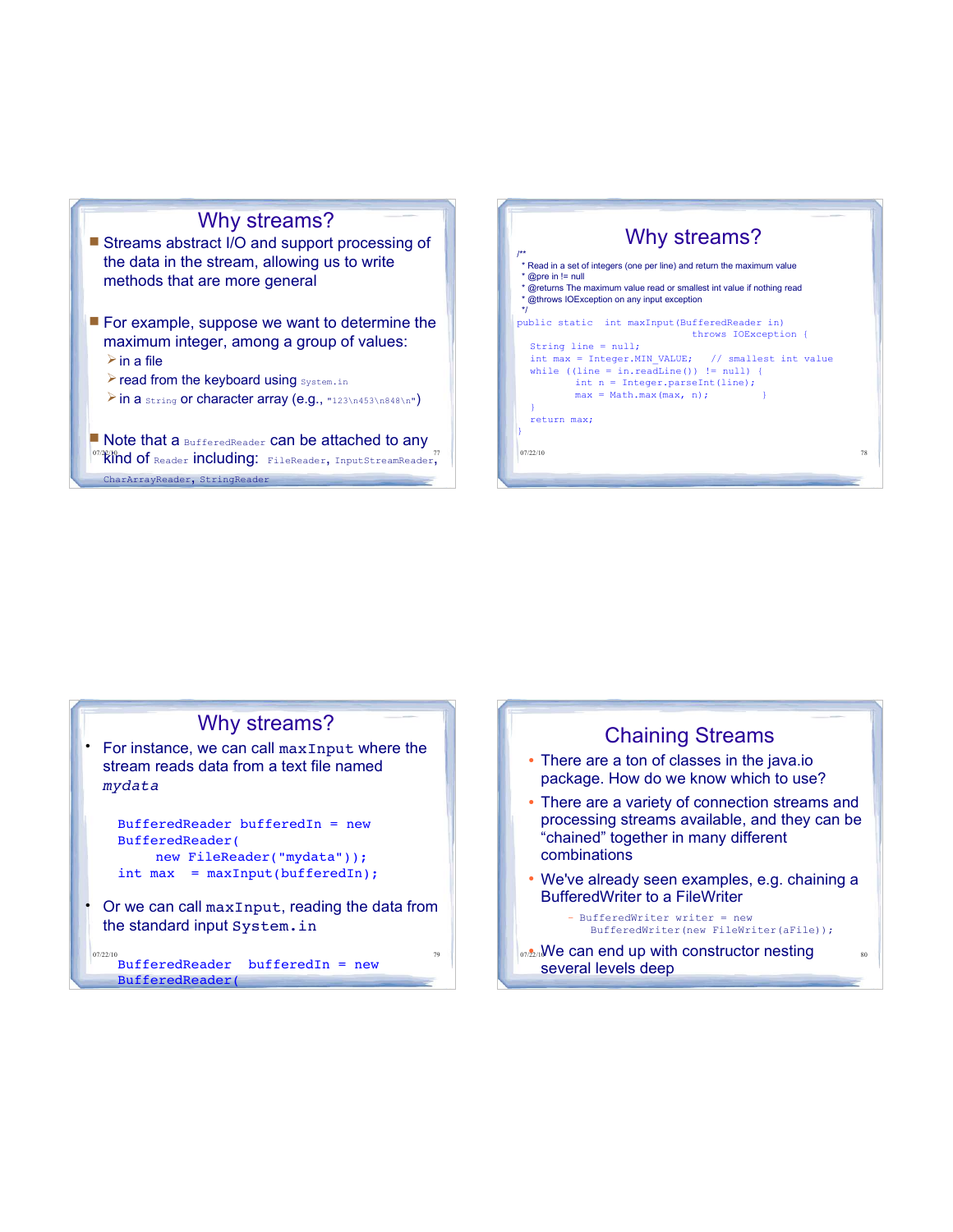## Why streams?

- Streams abstract I/O and support processing of the data in the stream, allowing us to write methods that are more general
- For example, suppose we want to determine the maximum integer, among a group of values:
  - in a file
  - read from the keyboard using `System.in`
  - in a `String` or character array (e.g., `"123\n453\n848\n"`)
- Note that a `BufferedReader` can be attached to any kind of `Reader` including: `FileReader`, `InputStreamReader`, `CharArrayReader`, `StringReader`

## Why streams?

```
/**
 * Read in a set of integers (one per line) and return the maximum value
 * @pre in != null
 * @returns The maximum value read or smallest int value if nothing read
 * @throws IOException on any input exception
 */
public static  int maxInput(BufferedReader in)
                            throws IOException {
  String line = null;
  int max = Integer.MIN_VALUE;   // smallest int value
  while ((line = in.readLine()) != null) {
         int n = Integer.parseInt(line);
         max = Math.max(max, n);          }
  }
  return max;
}
```

## Why streams?

- For instance, we can call `maxInput` where the stream reads data from a text file named *`mydata`*

```
BufferedReader bufferedIn = new
BufferedReader(
      new FileReader("mydata"));
int max  = maxInput(bufferedIn);
```

- Or we can call `maxInput`, reading the data from the standard input `System.in`

```
BufferedReader  bufferedIn = new
BufferedReader(
```

## Chaining Streams

- There are a ton of classes in the java.io package. How do we know which to use?
- There are a variety of connection streams and processing streams available, and they can be "chained" together in many different combinations
- We've already seen examples, e.g. chaining a BufferedWriter to a FileWriter
  - `BufferedWriter writer = new BufferedWriter(new FileWriter(aFile));`
- We can end up with constructor nesting several levels deep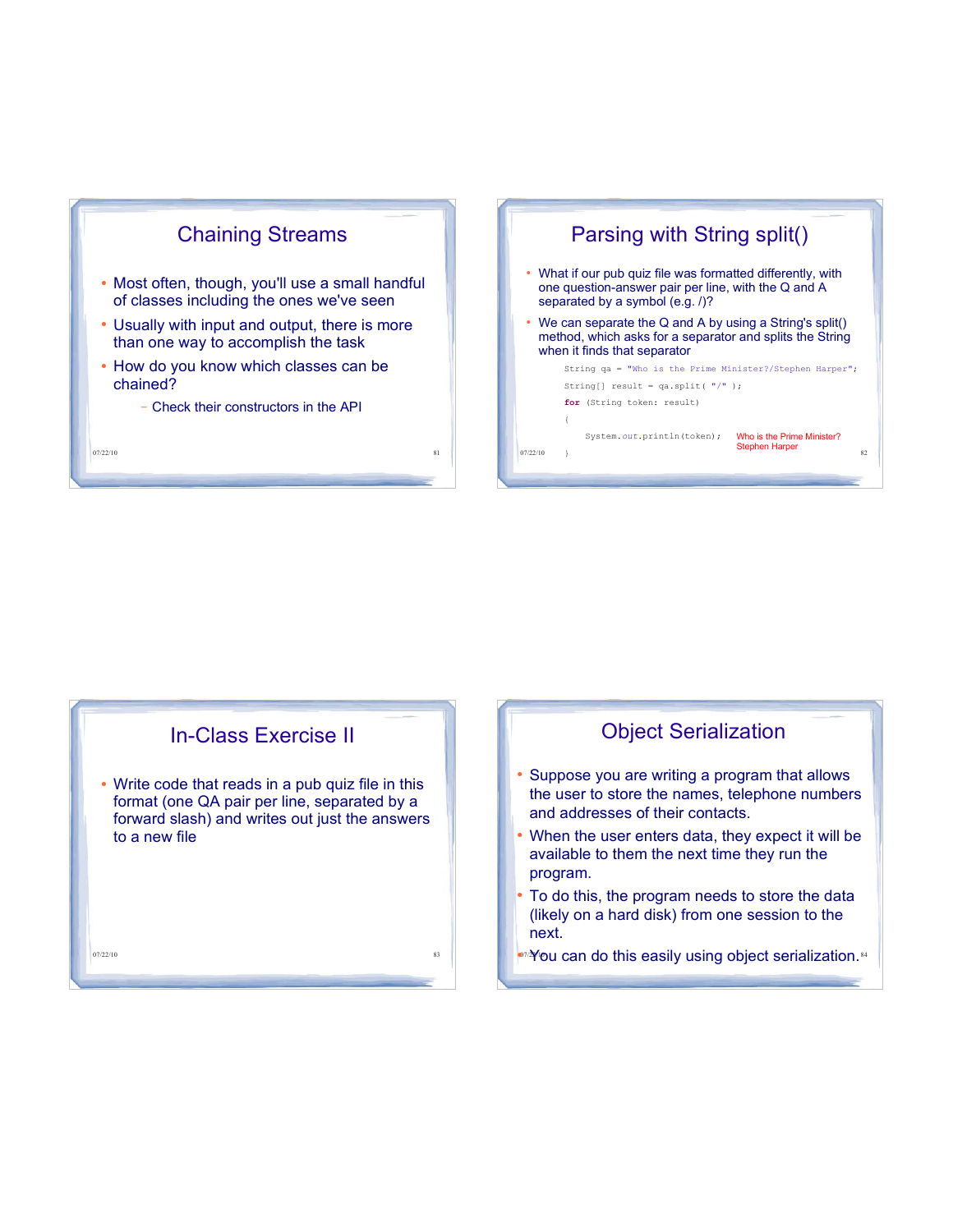## Chaining Streams

- Most often, though, you'll use a small handful of classes including the ones we've seen
- Usually with input and output, there is more than one way to accomplish the task
- How do you know which classes can be chained?
  - Check their constructors in the API

## Parsing with String split()

- What if our pub quiz file was formatted differently, with one question-answer pair per line, with the Q and A separated by a symbol (e.g. /)?
- We can separate the Q and A by using a String's split() method, which asks for a separator and splits the String when it finds that separator

```
String qa = "Who is the Prime Minister?/Stephen Harper";
String[] result = qa.split( "/" );
for (String token: result)
{
    System.out.println(token);
}
```

Who is the Prime Minister?
Stephen Harper

## In-Class Exercise II

- Write code that reads in a pub quiz file in this format (one QA pair per line, separated by a forward slash) and writes out just the answers to a new file

## Object Serialization

- Suppose you are writing a program that allows the user to store the names, telephone numbers and addresses of their contacts.
- When the user enters data, they expect it will be available to them the next time they run the program.
- To do this, the program needs to store the data (likely on a hard disk) from one session to the next.
- You can do this easily using object serialization.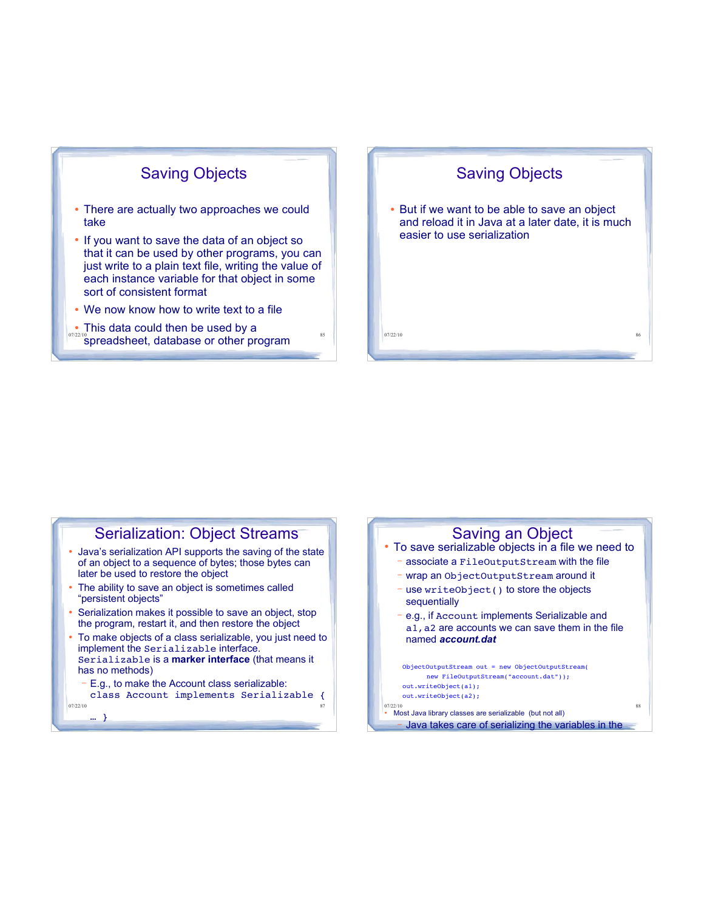## Saving Objects

- There are actually two approaches we could take
- If you want to save the data of an object so that it can be used by other programs, you can just write to a plain text file, writing the value of each instance variable for that object in some sort of consistent format
- We now know how to write text to a file
- This data could then be used by a spreadsheet, database or other program

## Saving Objects

- But if we want to be able to save an object and reload it in Java at a later date, it is much easier to use serialization

## Serialization: Object Streams

- Java's serialization API supports the saving of the state of an object to a sequence of bytes; those bytes can later be used to restore the object
- The ability to save an object is sometimes called "persistent objects"
- Serialization makes it possible to save an object, stop the program, restart it, and then restore the object
- To make objects of a class serializable, you just need to implement the `Serializable` interface. `Serializable` is a **marker interface** (that means it has no methods)
  - E.g., to make the Account class serializable:

```
class Account implements Serializable {
… }
```

## Saving an Object

- To save serializable objects in a file we need to
  - associate a `FileOutputStream` with the file
  - wrap an `ObjectOutputStream` around it
  - use `writeObject()` to store the objects sequentially
  - e.g., if `Account` implements Serializable and `a1,a2` are accounts we can save them in the file named ***account.dat***

```
ObjectOutputStream out = new ObjectOutputStream(
     new FileOutputStream("account.dat"));
out.writeObject(a1);
out.writeObject(a2);
```

- Most Java library classes are serializable (but not all)
  - Java takes care of serializing the variables in the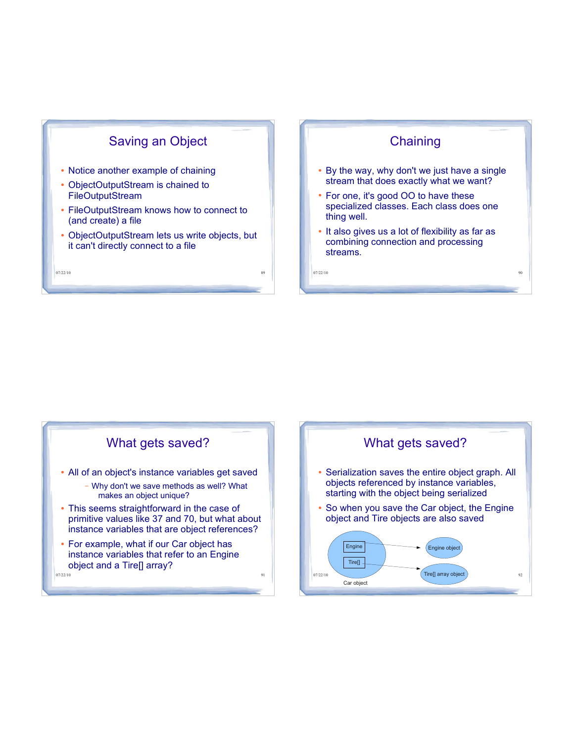## Saving an Object

- Notice another example of chaining
- ObjectOutputStream is chained to FileOutputStream
- FileOutputStream knows how to connect to (and create) a file
- ObjectOutputStream lets us write objects, but it can't directly connect to a file

## Chaining

- By the way, why don't we just have a single stream that does exactly what we want?
- For one, it's good OO to have these specialized classes. Each class does one thing well.
- It also gives us a lot of flexibility as far as combining connection and processing streams.

## What gets saved?

- All of an object's instance variables get saved
  - Why don't we save methods as well? What makes an object unique?
- This seems straightforward in the case of primitive values like 37 and 70, but what about instance variables that are object references?
- For example, what if our Car object has instance variables that refer to an Engine object and a Tire[] array?

## What gets saved?

- Serialization saves the entire object graph. All objects referenced by instance variables, starting with the object being serialized
- So when you save the Car object, the Engine object and Tire objects are also saved

Engine → Engine object

Tire[] → Tire[] array object

Car object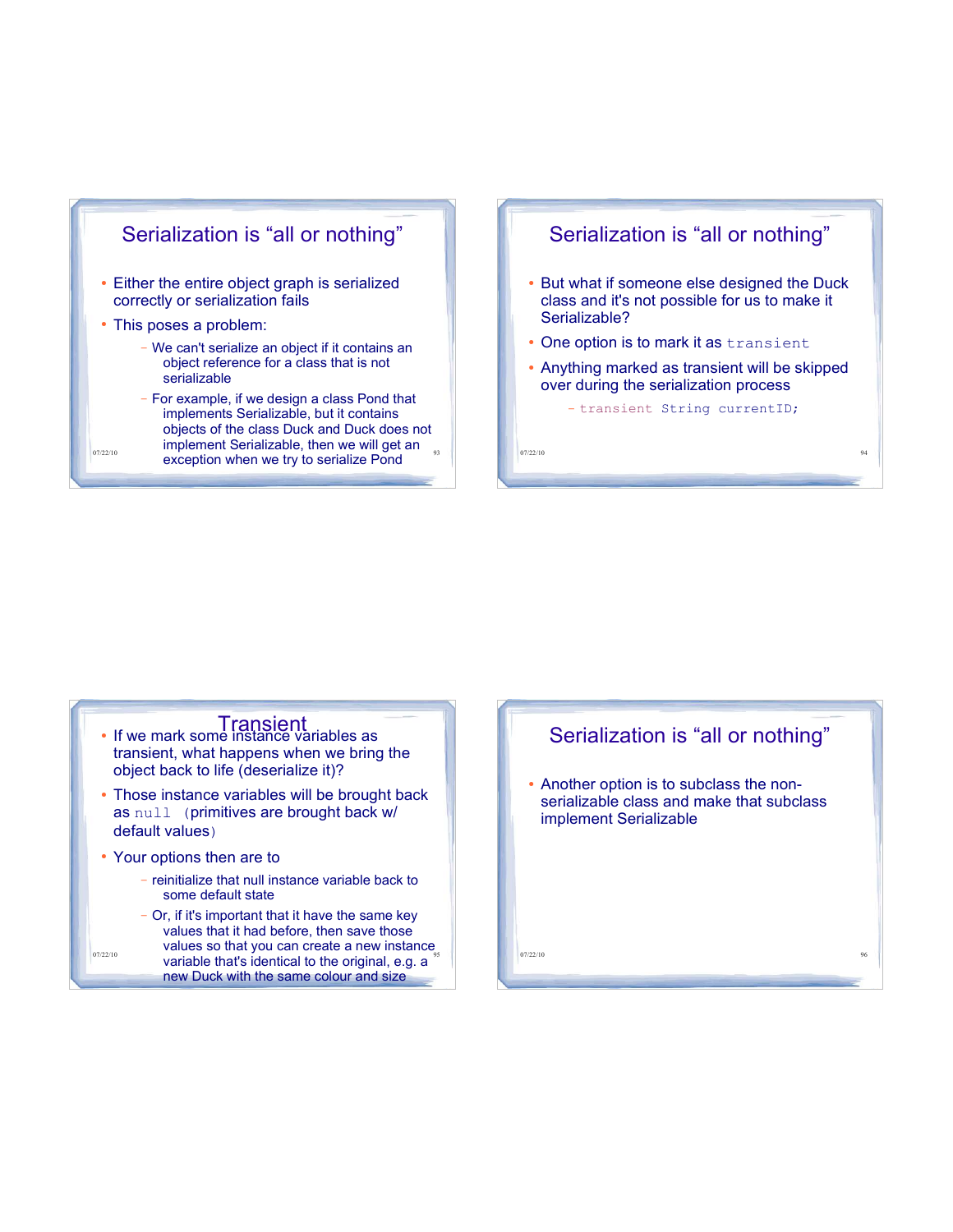## Serialization is “all or nothing”

- Either the entire object graph is serialized correctly or serialization fails
- This poses a problem:
  - We can't serialize an object if it contains an object reference for a class that is not serializable
  - For example, if we design a class Pond that implements Serializable, but it contains objects of the class Duck and Duck does not implement Serializable, then we will get an exception when we try to serialize Pond

## Serialization is “all or nothing”

- But what if someone else designed the Duck class and it's not possible for us to make it Serializable?
- One option is to mark it as `transient`
- Anything marked as transient will be skipped over during the serialization process
  - `transient String currentID;`

## Transient

- If we mark some instance variables as transient, what happens when we bring the object back to life (deserialize it)?
- Those instance variables will be brought back as `null` (primitives are brought back w/ default values)
- Your options then are to
  - reinitialize that null instance variable back to some default state
  - Or, if it's important that it have the same key values that it had before, then save those values so that you can create a new instance variable that's identical to the original, e.g. a new Duck with the same colour and size

## Serialization is “all or nothing”

- Another option is to subclass the non-serializable class and make that subclass implement Serializable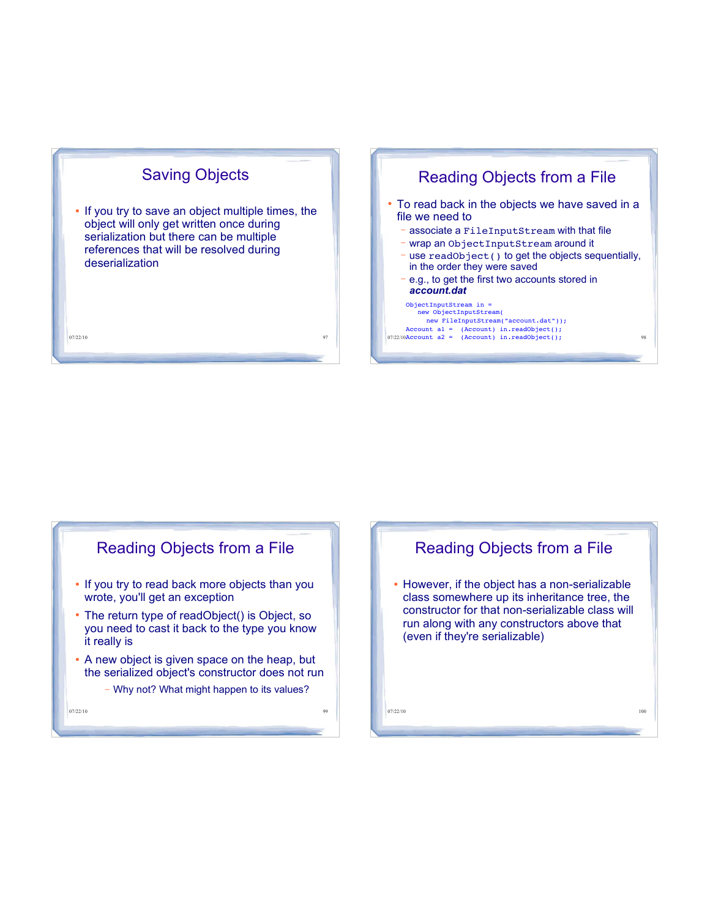## Saving Objects

- If you try to save an object multiple times, the object will only get written once during serialization but there can be multiple references that will be resolved during deserialization

## Reading Objects from a File

- To read back in the objects we have saved in a file we need to
  - associate a `FileInputStream` with that file
  - wrap an `ObjectInputStream` around it
  - use `readObject()` to get the objects sequentially, in the order they were saved
  - e.g., to get the first two accounts stored in ***account.dat***

```
ObjectInputStream in =
    new ObjectInputStream(
      new FileInputStream("account.dat"));
Account a1 =  (Account) in.readObject();
Account a2 =  (Account) in.readObject();
```

## Reading Objects from a File

- If you try to read back more objects than you wrote, you'll get an exception
- The return type of readObject() is Object, so you need to cast it back to the type you know it really is
- A new object is given space on the heap, but the serialized object's constructor does not run
  - Why not? What might happen to its values?

## Reading Objects from a File

- However, if the object has a non-serializable class somewhere up its inheritance tree, the constructor for that non-serializable class will run along with any constructors above that (even if they're serializable)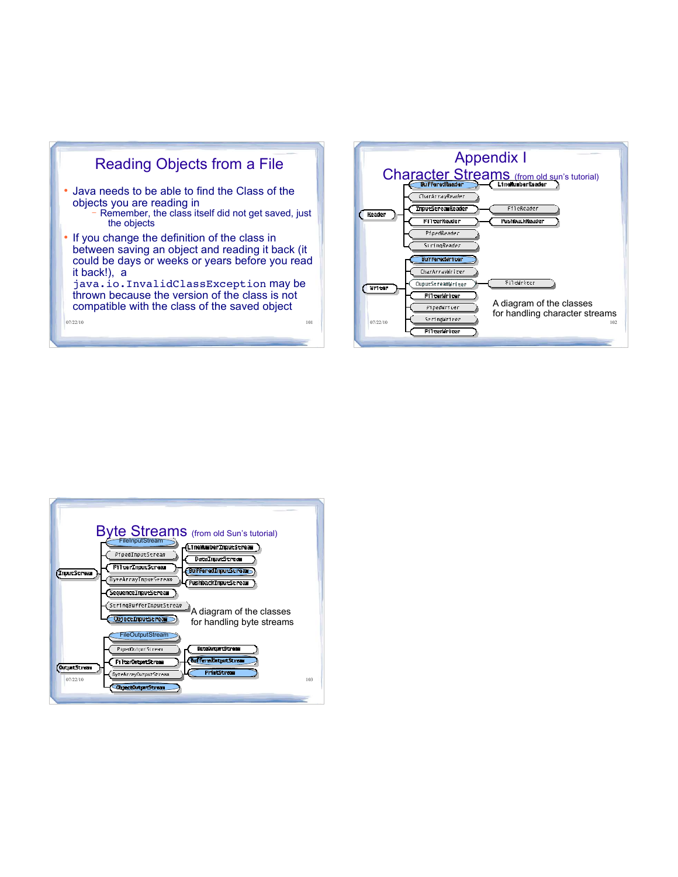## Reading Objects from a File

- Java needs to be able to find the Class of the objects you are reading in
  - Remember, the class itself did not get saved, just the objects
- If you change the definition of the class in between saving an object and reading it back (it could be days or weeks or years before you read it back!), a `java.io.InvalidClassException` may be thrown because the version of the class is not compatible with the class of the saved object

## Appendix I
## Character Streams (from old sun's tutorial)

Reader
- BufferedReader
  - LineNumberReader
- CharArrayReader
- InputStreamReader
  - FileReader
- FilterReader
  - PushbackReader
- PipedReader
- StringReader

Writer
- BufferedWriter
- CharArrayWriter
- OutputStreamWriter
  - FileWriter
- FilterWriter
- PipedWriter
- StringWriter
- PrintWriter

A diagram of the classes for handling character streams

## Byte Streams (from old Sun's tutorial)

InputStream
- FileInputStream
- PipedInputStream
- FilterInputStream
  - LineNumberInputStream
  - DataInputStream
  - BufferedInputStream
  - PushbackInputStream
- ByteArrayInputStream
- SequenceInputStream
- StringBufferInputStream
- ObjectInputStream

OutputStream
- FileOutputStream
- PipedOutputStream
- FilterOutputStream
  - DataOutputStream
  - BufferedOutputStream
  - PrintStream
- ByteArrayOutputStream
- ObjectOutputStream

A diagram of the classes for handling byte streams